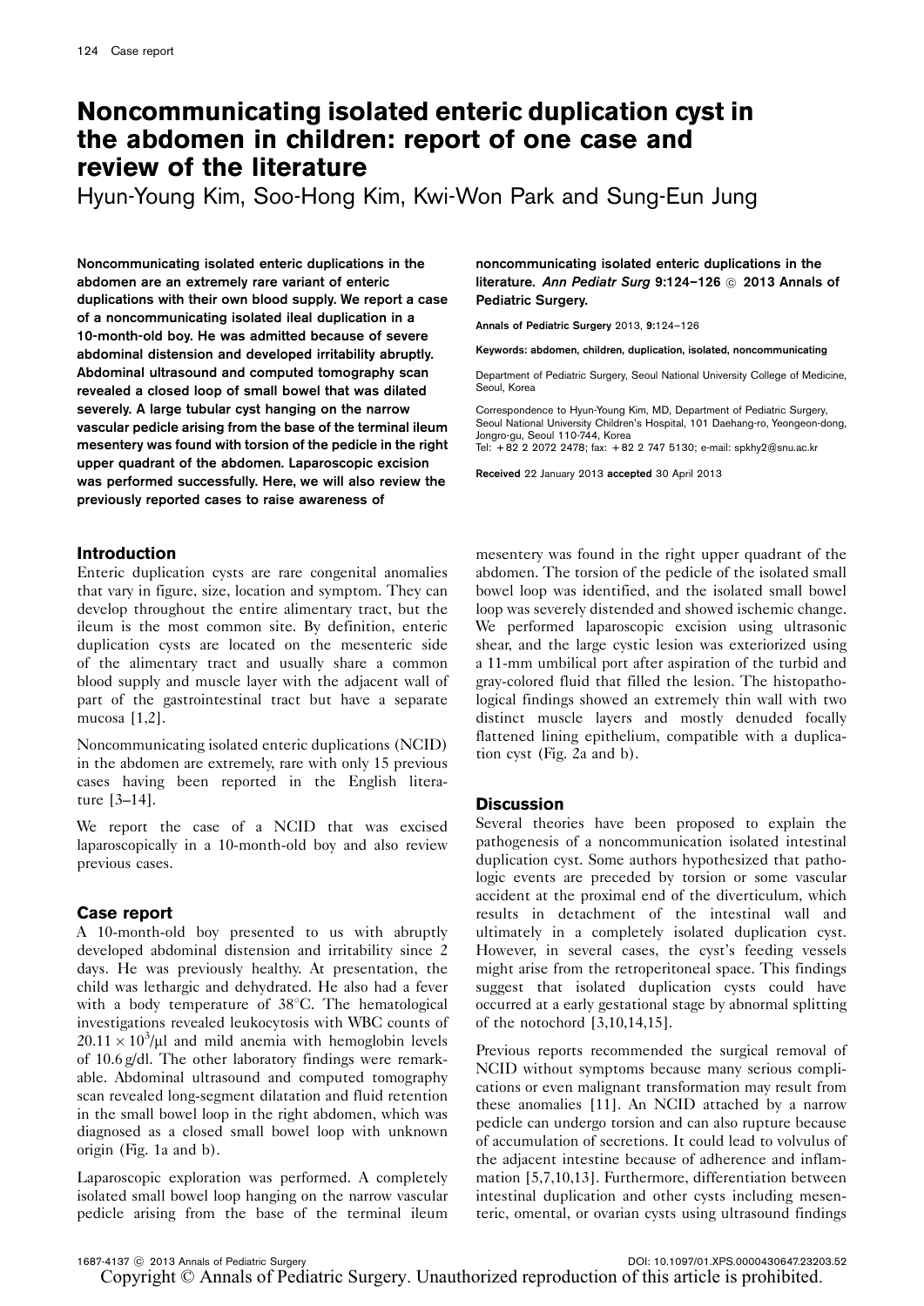# Noncommunicating isolated enteric duplication cyst in the abdomen in children: report of one case and review of the literature

Hyun-Young Kim, Soo-Hong Kim, Kwi-Won Park and Sung-Eun Jung

**Noncommunicating isolated enteric duplications in the abdomen are an extremely rare variant of enteric duplications with their own blood supply. We report a case of a noncommunicating isolated ileal duplication in a 10-month-old boy. He was admitted because of severe abdominal distension and developed irritability abruptly. Abdominal ultrasound and computed tomography scan revealed a closed loop of small bowel that was dilated severely. A large tubular cyst hanging on the narrow vascular pedicle arising from the base of the terminal ileum mesentery was found with torsion of the pedicle in the right upper quadrant of the abdomen. Laparoscopic excision was performed successfully. Here, we will also review the previously reported cases to raise awareness of noncommunicating isolated enteric duplications in the literature.** *Ann Pediatr Surg* **9:124–126** © **2013 Annals of Pediatric Surgery.**

Annals of Pediatric Surgery 2013, 9:124–126

Keywords: abdomen, children, duplication, isolated, noncommunicating

Department of Pediatric Surgery, Seoul National University College of Medicine, Seoul, Korea

Correspondence to Hyun-Young Kim, MD, Department of Pediatric Surgery, Seoul National University Children's Hospital, 101 Daehang-ro, Yeongeon-dong, Jongro-gu, Seoul 110-744, Korea
Tel: +82 2 2072 2478; fax: +82 2 747 5130; e-mail: spkhy2@snu.ac.kr

Received 22 January 2013 accepted 30 April 2013

## Introduction

Enteric duplication cysts are rare congenital anomalies that vary in figure, size, location and symptom. They can develop throughout the entire alimentary tract, but the ileum is the most common site. By definition, enteric duplication cysts are located on the mesenteric side of the alimentary tract and usually share a common blood supply and muscle layer with the adjacent wall of part of the gastrointestinal tract but have a separate mucosa [1,2].

Noncommunicating isolated enteric duplications (NCID) in the abdomen are extremely, rare with only 15 previous cases having been reported in the English literature [3–14].

We report the case of a NCID that was excised laparoscopically in a 10-month-old boy and also review previous cases.

## Case report

A 10-month-old boy presented to us with abruptly developed abdominal distension and irritability since 2 days. He was previously healthy. At presentation, the child was lethargic and dehydrated. He also had a fever with a body temperature of 38°C. The hematological investigations revealed leukocytosis with WBC counts of $20.11 \times 10^3/\mu l$ and mild anemia with hemoglobin levels of 10.6 g/dl. The other laboratory findings were remarkable. Abdominal ultrasound and computed tomography scan revealed long-segment dilatation and fluid retention in the small bowel loop in the right abdomen, which was diagnosed as a closed small bowel loop with unknown origin (Fig. 1a and b).

Laparoscopic exploration was performed. A completely isolated small bowel loop hanging on the narrow vascular pedicle arising from the base of the terminal ileum mesentery was found in the right upper quadrant of the abdomen. The torsion of the pedicle of the isolated small bowel loop was identified, and the isolated small bowel loop was severely distended and showed ischemic change. We performed laparoscopic excision using ultrasonic shear, and the large cystic lesion was exteriorized using a 11-mm umbilical port after aspiration of the turbid and gray-colored fluid that filled the lesion. The histopathological findings showed an extremely thin wall with two distinct muscle layers and mostly denuded focally flattened lining epithelium, compatible with a duplication cyst (Fig. 2a and b).

## Discussion

Several theories have been proposed to explain the pathogenesis of a noncommunication isolated intestinal duplication cyst. Some authors hypothesized that pathologic events are preceded by torsion or some vascular accident at the proximal end of the diverticulum, which results in detachment of the intestinal wall and ultimately in a completely isolated duplication cyst. However, in several cases, the cyst's feeding vessels might arise from the retroperitoneal space. This findings suggest that isolated duplication cysts could have occurred at a early gestational stage by abnormal splitting of the notochord [3,10,14,15].

Previous reports recommended the surgical removal of NCID without symptoms because many serious complications or even malignant transformation may result from these anomalies [11]. An NCID attached by a narrow pedicle can undergo torsion and can also rupture because of accumulation of secretions. It could lead to volvulus of the adjacent intestine because of adherence and inflammation [5,7,10,13]. Furthermore, differentiation between intestinal duplication and other cysts including mesenteric, omental, or ovarian cysts using ultrasound findings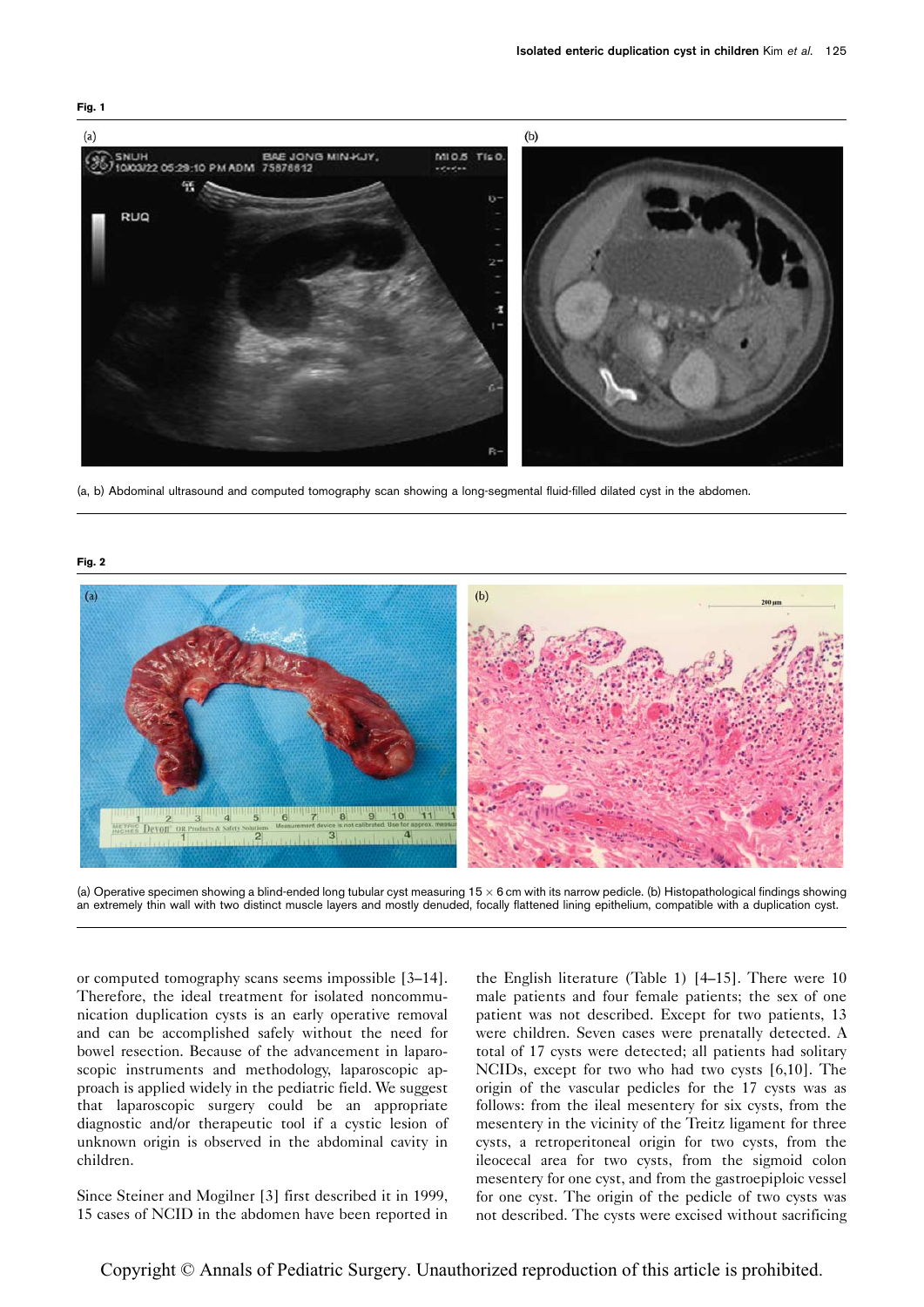**Fig. 1**

(a, b) Abdominal ultrasound and computed tomography scan showing a long-segmental fluid-filled dilated cyst in the abdomen.

**Fig. 2**

(a) Operative specimen showing a blind-ended long tubular cyst measuring 15 × 6 cm with its narrow pedicle. (b) Histopathological findings showing an extremely thin wall with two distinct muscle layers and mostly denuded, focally flattened lining epithelium, compatible with a duplication cyst.

or computed tomography scans seems impossible [3–14]. Therefore, the ideal treatment for isolated noncommunication duplication cysts is an early operative removal and can be accomplished safely without the need for bowel resection. Because of the advancement in laparoscopic instruments and methodology, laparoscopic approach is applied widely in the pediatric field. We suggest that laparoscopic surgery could be an appropriate diagnostic and/or therapeutic tool if a cystic lesion of unknown origin is observed in the abdominal cavity in children.

Since Steiner and Mogilner [3] first described it in 1999, 15 cases of NCID in the abdomen have been reported in the English literature (Table 1) [4–15]. There were 10 male patients and four female patients; the sex of one patient was not described. Except for two patients, 13 were children. Seven cases were prenatally detected. A total of 17 cysts were detected; all patients had solitary NCIDs, except for two who had two cysts [6,10]. The origin of the vascular pedicles for the 17 cysts was as follows: from the ileal mesentery for six cysts, from the mesentery in the vicinity of the Treitz ligament for three cysts, a retroperitoneal origin for two cysts, from the ileocecal area for two cysts, from the sigmoid colon mesentery for one cyst, and from the gastroepiploic vessel for one cyst. The origin of the pedicle of two cysts was not described. The cysts were excised without sacrificing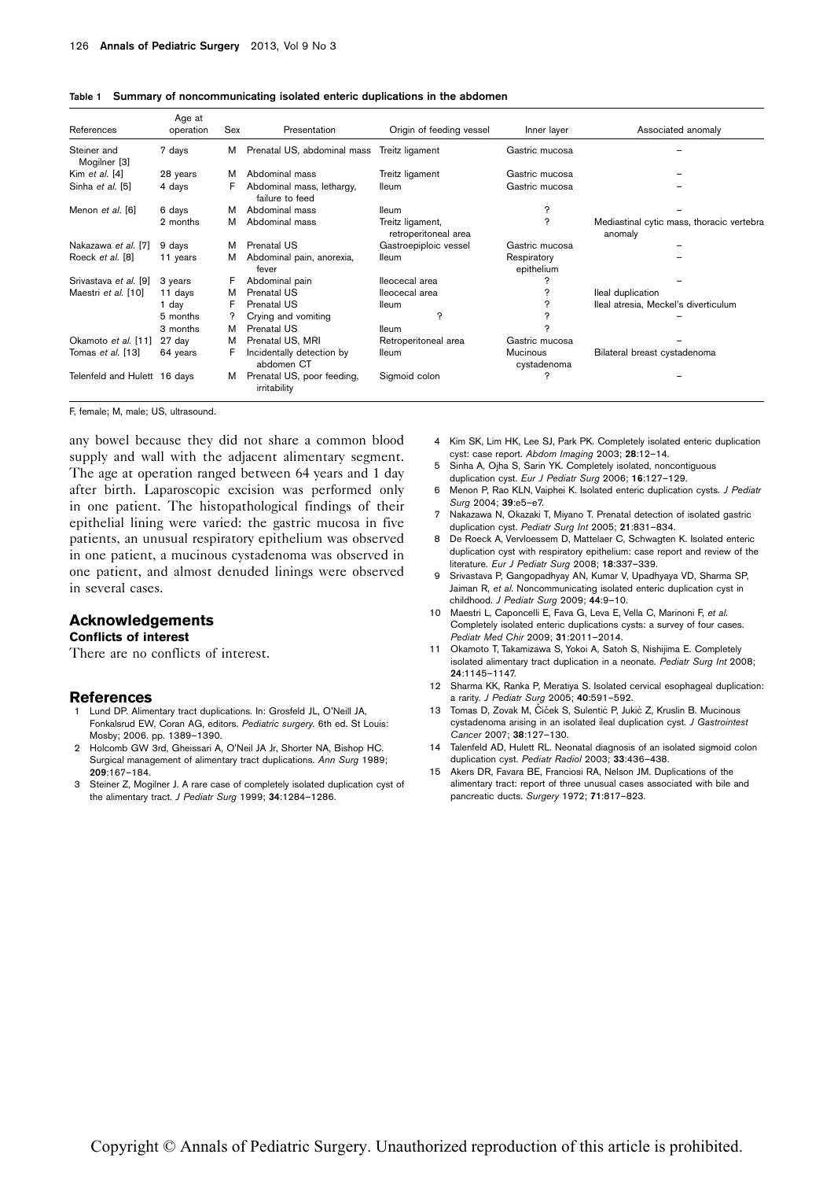**Table 1 Summary of noncommunicating isolated enteric duplications in the abdomen**

| References | Age at operation | Sex | Presentation | Origin of feeding vessel | Inner layer | Associated anomaly |
|---|---|---|---|---|---|---|
| Steiner and Mogilner [3] | 7 days | M | Prenatal US, abdominal mass | Treitz ligament | Gastric mucosa | – |
| Kim *et al.* [4] | 28 years | M | Abdominal mass | Treitz ligament | Gastric mucosa | – |
| Sinha *et al.* [5] | 4 days | F | Abdominal mass, lethargy, failure to feed | Ileum | Gastric mucosa | – |
| Menon *et al.* [6] | 6 days | M | Abdominal mass | Ileum | ? | – |
| | 2 months | M | Abdominal mass | Treitz ligament, retroperitoneal area | ? | Mediastinal cytic mass, thoracic vertebra anomaly |
| Nakazawa *et al.* [7] | 9 days | M | Prenatal US | Gastroepiploic vessel | Gastric mucosa | – |
| Roeck *et al.* [8] | 11 years | M | Abdominal pain, anorexia, fever | Ileum | Respiratory epithelium | – |
| Srivastava *et al.* [9] | 3 years | F | Abdominal pain | Ileocecal area | ? | – |
| Maestri *et al.* [10] | 11 days | M | Prenatal US | Ileocecal area | ? | Ileal duplication |
| | 1 day | F | Prenatal US | Ileum | ? | Ileal atresia, Meckel's diverticulum |
| | 5 months | ? | Crying and vomiting | ? | ? | – |
| | 3 months | M | Prenatal US | Ileum | ? | |
| Okamoto *et al.* [11] | 27 day | M | Prenatal US, MRI | Retroperitoneal area | Gastric mucosa | – |
| Tomas *et al.* [13] | 64 years | F | Incidentally detection by abdomen CT | Ileum | Mucinous cystadenoma | Bilateral breast cystadenoma |
| Telenfeld and Hulett | 16 days | M | Prenatal US, poor feeding, irritability | Sigmoid colon | ? | – |

F, female; M, male; US, ultrasound.

any bowel because they did not share a common blood supply and wall with the adjacent alimentary segment. The age at operation ranged between 64 years and 1 day after birth. Laparoscopic excision was performed only in one patient. The histopathological findings of their epithelial lining were varied: the gastric mucosa in five patients, an unusual respiratory epithelium was observed in one patient, a mucinous cystadenoma was observed in one patient, and almost denuded linings were observed in several cases.

## Acknowledgements

### Conflicts of interest

There are no conflicts of interest.

## References

1. Lund DP. Alimentary tract duplications. In: Grosfeld JL, O'Neill JA, Fonkalsrud EW, Coran AG, editors. *Pediatric surgery*. 6th ed. St Louis: Mosby; 2006. pp. 1389–1390.
2. Holcomb GW 3rd, Gheissari A, O'Neil JA Jr, Shorter NA, Bishop HC. Surgical management of alimentary tract duplications. *Ann Surg* 1989; **209**:167–184.
3. Steiner Z, Mogilner J. A rare case of completely isolated duplication cyst of the alimentary tract. *J Pediatr Surg* 1999; **34**:1284–1286.
4. Kim SK, Lim HK, Lee SJ, Park PK. Completely isolated enteric duplication cyst: case report. *Abdom Imaging* 2003; **28**:12–14.
5. Sinha A, Ojha S, Sarin YK. Completely isolated, noncontiguous duplication cyst. *Eur J Pediatr Surg* 2006; **16**:127–129.
6. Menon P, Rao KLN, Vaiphei K. Isolated enteric duplication cysts. *J Pediatr Surg* 2004; **39**:e5–e7.
7. Nakazawa N, Okazaki T, Miyano T. Prenatal detection of isolated gastric duplication cyst. *Pediatr Surg Int* 2005; **21**:831–834.
8. De Roeck A, Vervloessem D, Mattelaer C, Schwagten K. Isolated enteric duplication cyst with respiratory epithelium: case report and review of the literature. *Eur J Pediatr Surg* 2008; **18**:337–339.
9. Srivastava P, Gangopadhyay AN, Kumar V, Upadhyaya VD, Sharma SP, Jaiman R, *et al*. Noncommunicating isolated enteric duplication cyst in childhood. *J Pediatr Surg* 2009; **44**:9–10.
10. Maestri L, Caponcelli E, Fava G, Leva E, Vella C, Marinoni F, *et al*. Completely isolated enteric duplications cysts: a survey of four cases. *Pediatr Med Chir* 2009; **31**:2011–2014.
11. Okamoto T, Takamizawa S, Yokoi A, Satoh S, Nishijima E. Completely isolated alimentary tract duplication in a neonate. *Pediatr Surg Int* 2008; **24**:1145–1147.
12. Sharma KK, Ranka P, Meratiya S. Isolated cervical esophageal duplication: a rarity. *J Pediatr Surg* 2005; **40**:591–592.
13. Tomas D, Zovak M, Čiček S, Sulentić P, Jukić Z, Kruslin B. Mucinous cystadenoma arising in an isolated ileal duplication cyst. *J Gastrointest Cancer* 2007; **38**:127–130.
14. Talenfeld AD, Hulett RL. Neonatal diagnosis of an isolated sigmoid colon duplication cyst. *Pediatr Radiol* 2003; **33**:436–438.
15. Akers DR, Favara BE, Franciosi RA, Nelson JM. Duplications of the alimentary tract: report of three unusual cases associated with bile and pancreatic ducts. *Surgery* 1972; **71**:817–823.

Copyright © Annals of Pediatric Surgery. Unauthorized reproduction of this article is prohibited.